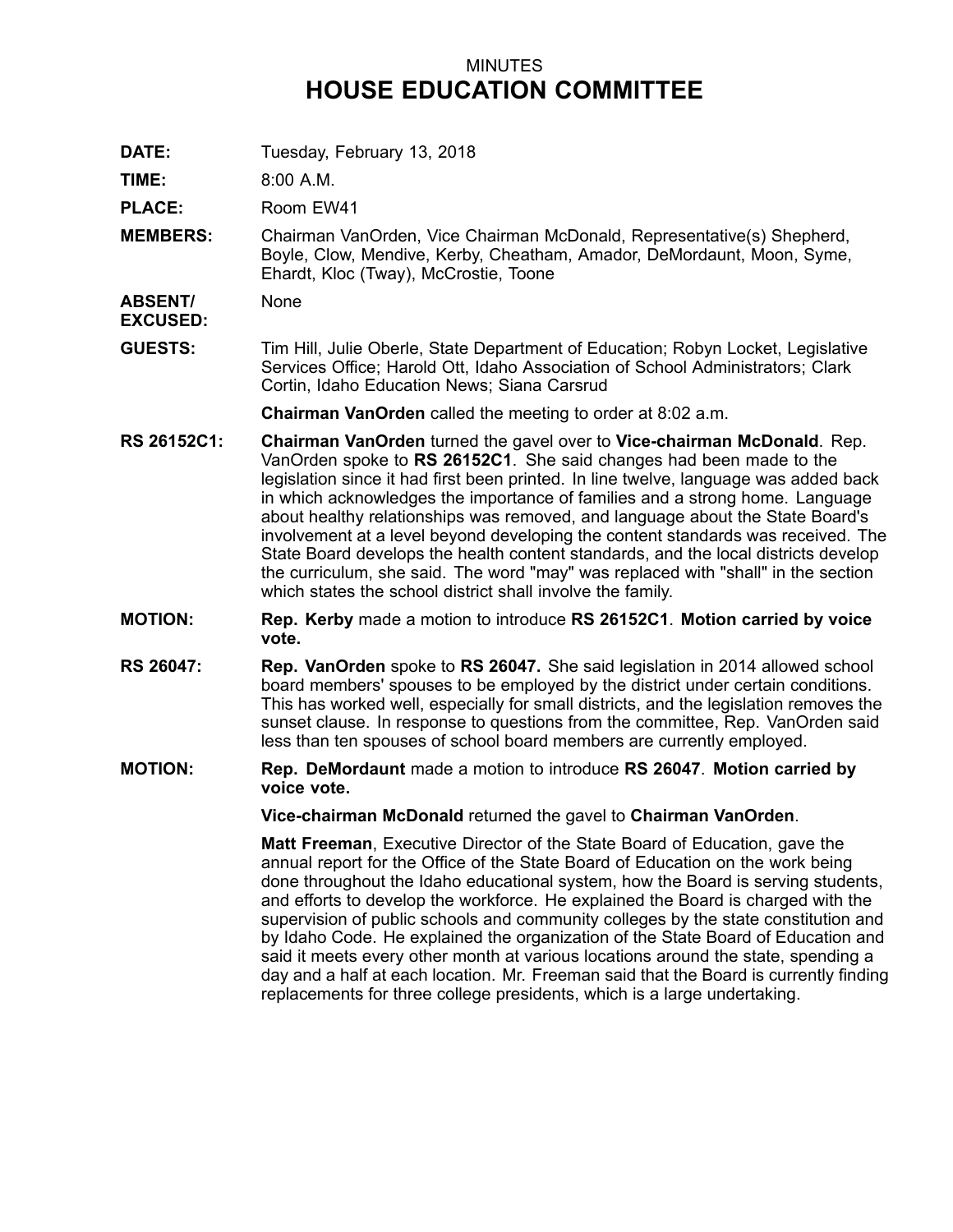# MINUTES
# HOUSE EDUCATION COMMITTEE

**DATE:** Tuesday, February 13, 2018

**TIME:** 8:00 A.M.

**PLACE:** Room EW41

**MEMBERS:** Chairman VanOrden, Vice Chairman McDonald, Representative(s) Shepherd, Boyle, Clow, Mendive, Kerby, Cheatham, Amador, DeMordaunt, Moon, Syme, Ehardt, Kloc (Tway), McCrostie, Toone

**ABSENT/ EXCUSED:** None

**GUESTS:** Tim Hill, Julie Oberle, State Department of Education; Robyn Locket, Legislative Services Office; Harold Ott, Idaho Association of School Administrators; Clark Cortin, Idaho Education News; Siana Carsrud

**Chairman VanOrden** called the meeting to order at 8:02 a.m.

**RS 26152C1:** **Chairman VanOrden** turned the gavel over to **Vice-chairman McDonald**. Rep. VanOrden spoke to **RS 26152C1**. She said changes had been made to the legislation since it had first been printed. In line twelve, language was added back in which acknowledges the importance of families and a strong home. Language about healthy relationships was removed, and language about the State Board's involvement at a level beyond developing the content standards was received. The State Board develops the health content standards, and the local districts develop the curriculum, she said. The word "may" was replaced with "shall" in the section which states the school district shall involve the family.

**MOTION:** **Rep. Kerby** made a motion to introduce **RS 26152C1**. **Motion carried by voice vote.**

**RS 26047:** **Rep. VanOrden** spoke to **RS 26047.** She said legislation in 2014 allowed school board members' spouses to be employed by the district under certain conditions. This has worked well, especially for small districts, and the legislation removes the sunset clause. In response to questions from the committee, Rep. VanOrden said less than ten spouses of school board members are currently employed.

**MOTION:** **Rep. DeMordaunt** made a motion to introduce **RS 26047**. **Motion carried by voice vote.**

**Vice-chairman McDonald** returned the gavel to **Chairman VanOrden**.

**Matt Freeman**, Executive Director of the State Board of Education, gave the annual report for the Office of the State Board of Education on the work being done throughout the Idaho educational system, how the Board is serving students, and efforts to develop the workforce. He explained the Board is charged with the supervision of public schools and community colleges by the state constitution and by Idaho Code. He explained the organization of the State Board of Education and said it meets every other month at various locations around the state, spending a day and a half at each location. Mr. Freeman said that the Board is currently finding replacements for three college presidents, which is a large undertaking.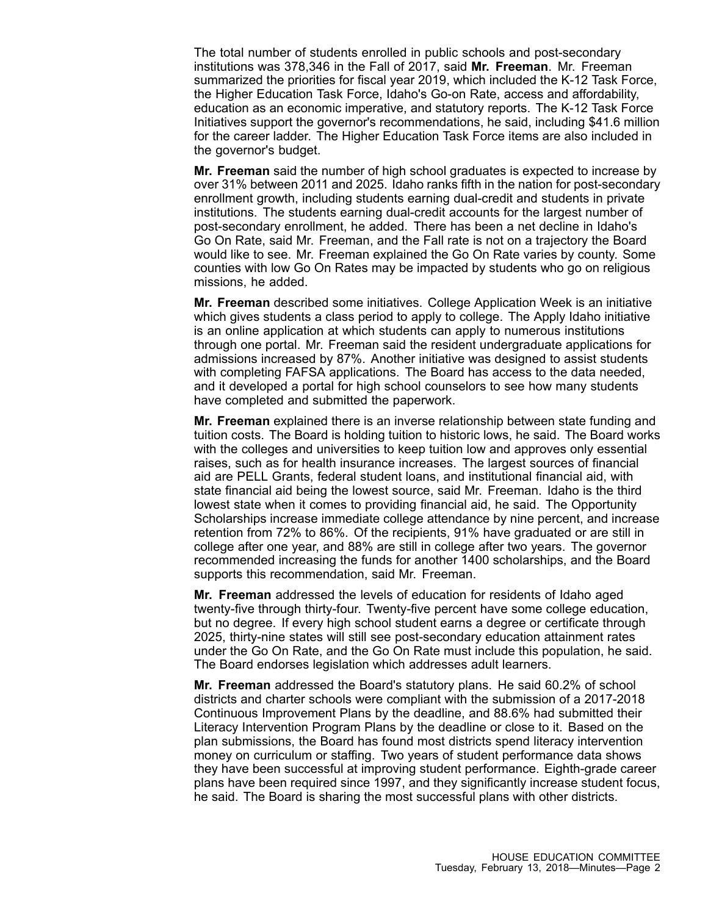The total number of students enrolled in public schools and post-secondary institutions was 378,346 in the Fall of 2017, said **Mr. Freeman**. Mr. Freeman summarized the priorities for fiscal year 2019, which included the K-12 Task Force, the Higher Education Task Force, Idaho's Go-on Rate, access and affordability, education as an economic imperative, and statutory reports. The K-12 Task Force Initiatives support the governor's recommendations, he said, including $41.6 million for the career ladder. The Higher Education Task Force items are also included in the governor's budget.

**Mr. Freeman** said the number of high school graduates is expected to increase by over 31% between 2011 and 2025. Idaho ranks fifth in the nation for post-secondary enrollment growth, including students earning dual-credit and students in private institutions. The students earning dual-credit accounts for the largest number of post-secondary enrollment, he added. There has been a net decline in Idaho's Go On Rate, said Mr. Freeman, and the Fall rate is not on a trajectory the Board would like to see. Mr. Freeman explained the Go On Rate varies by county. Some counties with low Go On Rates may be impacted by students who go on religious missions, he added.

**Mr. Freeman** described some initiatives. College Application Week is an initiative which gives students a class period to apply to college. The Apply Idaho initiative is an online application at which students can apply to numerous institutions through one portal. Mr. Freeman said the resident undergraduate applications for admissions increased by 87%. Another initiative was designed to assist students with completing FAFSA applications. The Board has access to the data needed, and it developed a portal for high school counselors to see how many students have completed and submitted the paperwork.

**Mr. Freeman** explained there is an inverse relationship between state funding and tuition costs. The Board is holding tuition to historic lows, he said. The Board works with the colleges and universities to keep tuition low and approves only essential raises, such as for health insurance increases. The largest sources of financial aid are PELL Grants, federal student loans, and institutional financial aid, with state financial aid being the lowest source, said Mr. Freeman. Idaho is the third lowest state when it comes to providing financial aid, he said. The Opportunity Scholarships increase immediate college attendance by nine percent, and increase retention from 72% to 86%. Of the recipients, 91% have graduated or are still in college after one year, and 88% are still in college after two years. The governor recommended increasing the funds for another 1400 scholarships, and the Board supports this recommendation, said Mr. Freeman.

**Mr. Freeman** addressed the levels of education for residents of Idaho aged twenty-five through thirty-four. Twenty-five percent have some college education, but no degree. If every high school student earns a degree or certificate through 2025, thirty-nine states will still see post-secondary education attainment rates under the Go On Rate, and the Go On Rate must include this population, he said. The Board endorses legislation which addresses adult learners.

**Mr. Freeman** addressed the Board's statutory plans. He said 60.2% of school districts and charter schools were compliant with the submission of a 2017-2018 Continuous Improvement Plans by the deadline, and 88.6% had submitted their Literacy Intervention Program Plans by the deadline or close to it. Based on the plan submissions, the Board has found most districts spend literacy intervention money on curriculum or staffing. Two years of student performance data shows they have been successful at improving student performance. Eighth-grade career plans have been required since 1997, and they significantly increase student focus, he said. The Board is sharing the most successful plans with other districts.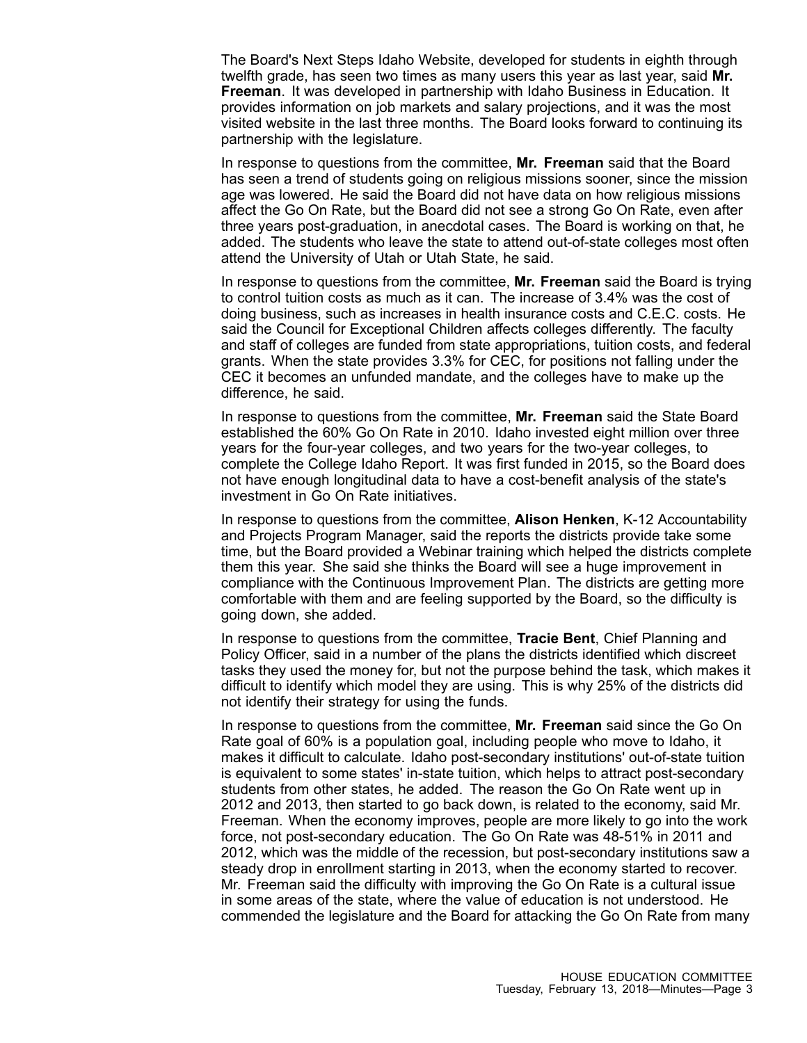The Board's Next Steps Idaho Website, developed for students in eighth through twelfth grade, has seen two times as many users this year as last year, said **Mr. Freeman**. It was developed in partnership with Idaho Business in Education. It provides information on job markets and salary projections, and it was the most visited website in the last three months. The Board looks forward to continuing its partnership with the legislature.

In response to questions from the committee, **Mr. Freeman** said that the Board has seen a trend of students going on religious missions sooner, since the mission age was lowered. He said the Board did not have data on how religious missions affect the Go On Rate, but the Board did not see a strong Go On Rate, even after three years post-graduation, in anecdotal cases. The Board is working on that, he added. The students who leave the state to attend out-of-state colleges most often attend the University of Utah or Utah State, he said.

In response to questions from the committee, **Mr. Freeman** said the Board is trying to control tuition costs as much as it can. The increase of 3.4% was the cost of doing business, such as increases in health insurance costs and C.E.C. costs. He said the Council for Exceptional Children affects colleges differently. The faculty and staff of colleges are funded from state appropriations, tuition costs, and federal grants. When the state provides 3.3% for CEC, for positions not falling under the CEC it becomes an unfunded mandate, and the colleges have to make up the difference, he said.

In response to questions from the committee, **Mr. Freeman** said the State Board established the 60% Go On Rate in 2010. Idaho invested eight million over three years for the four-year colleges, and two years for the two-year colleges, to complete the College Idaho Report. It was first funded in 2015, so the Board does not have enough longitudinal data to have a cost-benefit analysis of the state's investment in Go On Rate initiatives.

In response to questions from the committee, **Alison Henken**, K-12 Accountability and Projects Program Manager, said the reports the districts provide take some time, but the Board provided a Webinar training which helped the districts complete them this year. She said she thinks the Board will see a huge improvement in compliance with the Continuous Improvement Plan. The districts are getting more comfortable with them and are feeling supported by the Board, so the difficulty is going down, she added.

In response to questions from the committee, **Tracie Bent**, Chief Planning and Policy Officer, said in a number of the plans the districts identified which discreet tasks they used the money for, but not the purpose behind the task, which makes it difficult to identify which model they are using. This is why 25% of the districts did not identify their strategy for using the funds.

In response to questions from the committee, **Mr. Freeman** said since the Go On Rate goal of 60% is a population goal, including people who move to Idaho, it makes it difficult to calculate. Idaho post-secondary institutions' out-of-state tuition is equivalent to some states' in-state tuition, which helps to attract post-secondary students from other states, he added. The reason the Go On Rate went up in 2012 and 2013, then started to go back down, is related to the economy, said Mr. Freeman. When the economy improves, people are more likely to go into the work force, not post-secondary education. The Go On Rate was 48-51% in 2011 and 2012, which was the middle of the recession, but post-secondary institutions saw a steady drop in enrollment starting in 2013, when the economy started to recover. Mr. Freeman said the difficulty with improving the Go On Rate is a cultural issue in some areas of the state, where the value of education is not understood. He commended the legislature and the Board for attacking the Go On Rate from many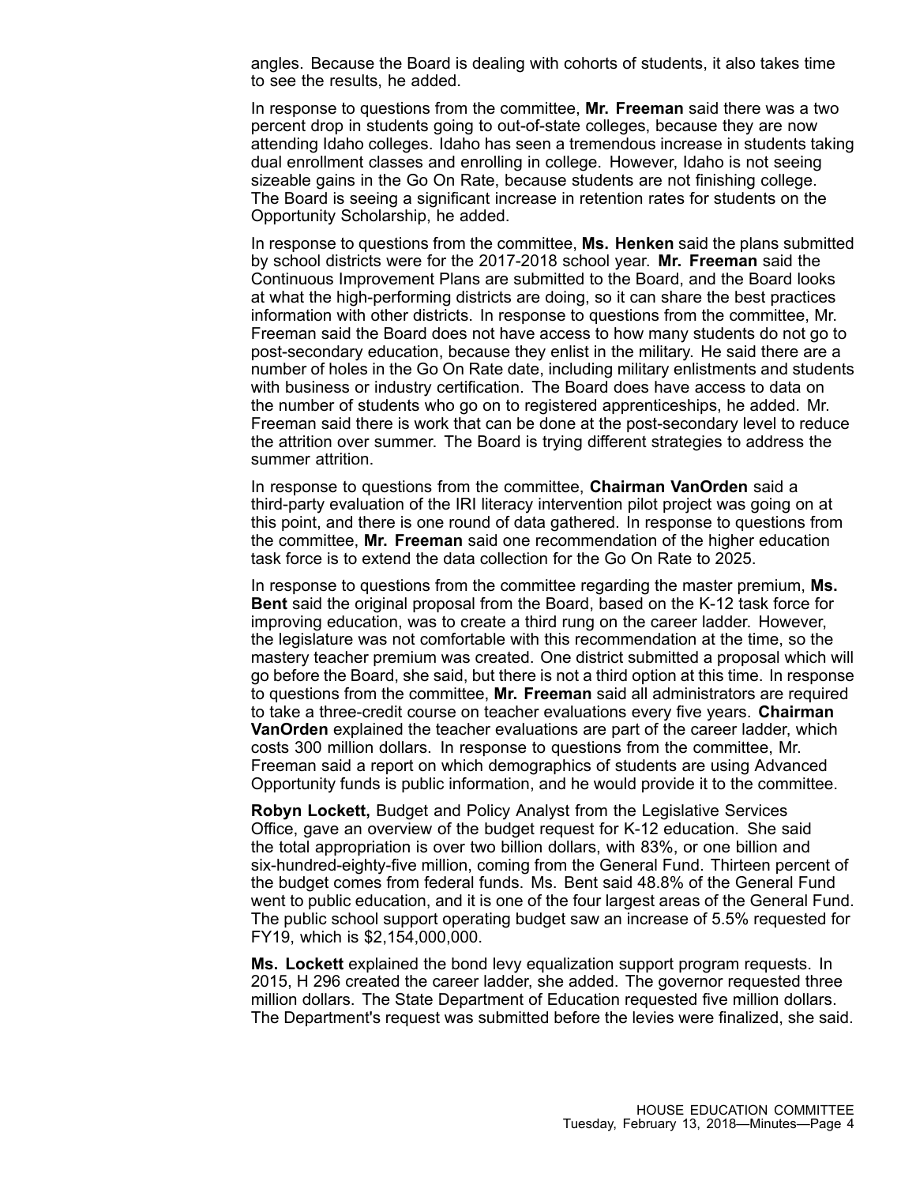angles. Because the Board is dealing with cohorts of students, it also takes time to see the results, he added.

In response to questions from the committee, **Mr. Freeman** said there was a two percent drop in students going to out-of-state colleges, because they are now attending Idaho colleges. Idaho has seen a tremendous increase in students taking dual enrollment classes and enrolling in college. However, Idaho is not seeing sizeable gains in the Go On Rate, because students are not finishing college. The Board is seeing a significant increase in retention rates for students on the Opportunity Scholarship, he added.

In response to questions from the committee, **Ms. Henken** said the plans submitted by school districts were for the 2017-2018 school year. **Mr. Freeman** said the Continuous Improvement Plans are submitted to the Board, and the Board looks at what the high-performing districts are doing, so it can share the best practices information with other districts. In response to questions from the committee, Mr. Freeman said the Board does not have access to how many students do not go to post-secondary education, because they enlist in the military. He said there are a number of holes in the Go On Rate date, including military enlistments and students with business or industry certification. The Board does have access to data on the number of students who go on to registered apprenticeships, he added. Mr. Freeman said there is work that can be done at the post-secondary level to reduce the attrition over summer. The Board is trying different strategies to address the summer attrition.

In response to questions from the committee, **Chairman VanOrden** said a third-party evaluation of the IRI literacy intervention pilot project was going on at this point, and there is one round of data gathered. In response to questions from the committee, **Mr. Freeman** said one recommendation of the higher education task force is to extend the data collection for the Go On Rate to 2025.

In response to questions from the committee regarding the master premium, **Ms. Bent** said the original proposal from the Board, based on the K-12 task force for improving education, was to create a third rung on the career ladder. However, the legislature was not comfortable with this recommendation at the time, so the mastery teacher premium was created. One district submitted a proposal which will go before the Board, she said, but there is not a third option at this time. In response to questions from the committee, **Mr. Freeman** said all administrators are required to take a three-credit course on teacher evaluations every five years. **Chairman VanOrden** explained the teacher evaluations are part of the career ladder, which costs 300 million dollars. In response to questions from the committee, Mr. Freeman said a report on which demographics of students are using Advanced Opportunity funds is public information, and he would provide it to the committee.

**Robyn Lockett,** Budget and Policy Analyst from the Legislative Services Office, gave an overview of the budget request for K-12 education. She said the total appropriation is over two billion dollars, with 83%, or one billion and six-hundred-eighty-five million, coming from the General Fund. Thirteen percent of the budget comes from federal funds. Ms. Bent said 48.8% of the General Fund went to public education, and it is one of the four largest areas of the General Fund. The public school support operating budget saw an increase of 5.5% requested for FY19, which is $2,154,000,000.

**Ms. Lockett** explained the bond levy equalization support program requests. In 2015, H 296 created the career ladder, she added. The governor requested three million dollars. The State Department of Education requested five million dollars. The Department's request was submitted before the levies were finalized, she said.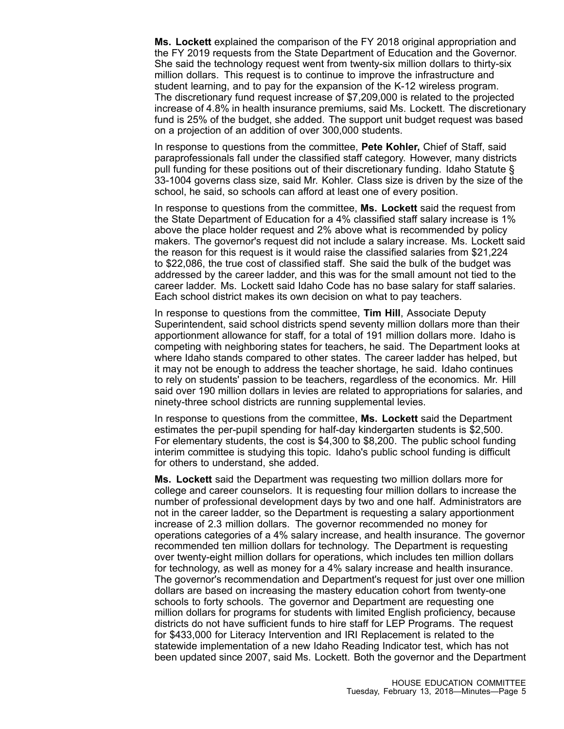**Ms. Lockett** explained the comparison of the FY 2018 original appropriation and the FY 2019 requests from the State Department of Education and the Governor. She said the technology request went from twenty-six million dollars to thirty-six million dollars. This request is to continue to improve the infrastructure and student learning, and to pay for the expansion of the K-12 wireless program. The discretionary fund request increase of $7,209,000 is related to the projected increase of 4.8% in health insurance premiums, said Ms. Lockett. The discretionary fund is 25% of the budget, she added. The support unit budget request was based on a projection of an addition of over 300,000 students.

In response to questions from the committee, **Pete Kohler,** Chief of Staff, said paraprofessionals fall under the classified staff category. However, many districts pull funding for these positions out of their discretionary funding. Idaho Statute § 33-1004 governs class size, said Mr. Kohler. Class size is driven by the size of the school, he said, so schools can afford at least one of every position.

In response to questions from the committee, **Ms. Lockett** said the request from the State Department of Education for a 4% classified staff salary increase is 1% above the place holder request and 2% above what is recommended by policy makers. The governor's request did not include a salary increase. Ms. Lockett said the reason for this request is it would raise the classified salaries from $21,224 to $22,086, the true cost of classified staff. She said the bulk of the budget was addressed by the career ladder, and this was for the small amount not tied to the career ladder. Ms. Lockett said Idaho Code has no base salary for staff salaries. Each school district makes its own decision on what to pay teachers.

In response to questions from the committee, **Tim Hill**, Associate Deputy Superintendent, said school districts spend seventy million dollars more than their apportionment allowance for staff, for a total of 191 million dollars more. Idaho is competing with neighboring states for teachers, he said. The Department looks at where Idaho stands compared to other states. The career ladder has helped, but it may not be enough to address the teacher shortage, he said. Idaho continues to rely on students' passion to be teachers, regardless of the economics. Mr. Hill said over 190 million dollars in levies are related to appropriations for salaries, and ninety-three school districts are running supplemental levies.

In response to questions from the committee, **Ms. Lockett** said the Department estimates the per-pupil spending for half-day kindergarten students is $2,500. For elementary students, the cost is $4,300 to $8,200. The public school funding interim committee is studying this topic. Idaho's public school funding is difficult for others to understand, she added.

**Ms. Lockett** said the Department was requesting two million dollars more for college and career counselors. It is requesting four million dollars to increase the number of professional development days by two and one half. Administrators are not in the career ladder, so the Department is requesting a salary apportionment increase of 2.3 million dollars. The governor recommended no money for operations categories of a 4% salary increase, and health insurance. The governor recommended ten million dollars for technology. The Department is requesting over twenty-eight million dollars for operations, which includes ten million dollars for technology, as well as money for a 4% salary increase and health insurance. The governor's recommendation and Department's request for just over one million dollars are based on increasing the mastery education cohort from twenty-one schools to forty schools. The governor and Department are requesting one million dollars for programs for students with limited English proficiency, because districts do not have sufficient funds to hire staff for LEP Programs. The request for $433,000 for Literacy Intervention and IRI Replacement is related to the statewide implementation of a new Idaho Reading Indicator test, which has not been updated since 2007, said Ms. Lockett. Both the governor and the Department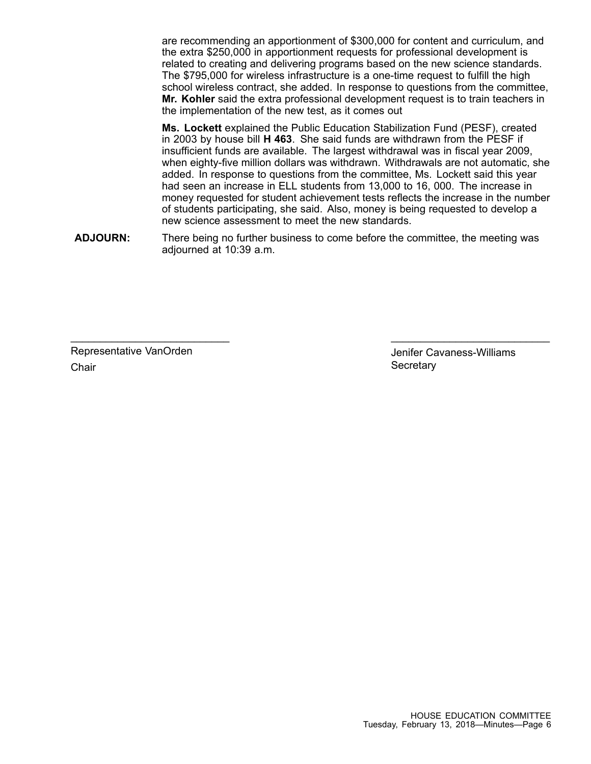are recommending an apportionment of $300,000 for content and curriculum, and the extra $250,000 in apportionment requests for professional development is related to creating and delivering programs based on the new science standards. The $795,000 for wireless infrastructure is a one-time request to fulfill the high school wireless contract, she added. In response to questions from the committee, **Mr. Kohler** said the extra professional development request is to train teachers in the implementation of the new test, as it comes out

**Ms. Lockett** explained the Public Education Stabilization Fund (PESF), created in 2003 by house bill **H 463**. She said funds are withdrawn from the PESF if insufficient funds are available. The largest withdrawal was in fiscal year 2009, when eighty-five million dollars was withdrawn. Withdrawals are not automatic, she added. In response to questions from the committee, Ms. Lockett said this year had seen an increase in ELL students from 13,000 to 16, 000. The increase in money requested for student achievement tests reflects the increase in the number of students participating, she said. Also, money is being requested to develop a new science assessment to meet the new standards.

**ADJOURN:** There being no further business to come before the committee, the meeting was adjourned at 10:39 a.m.

___________________________
Representative VanOrden
Chair

___________________________
Jenifer Cavaness-Williams
Secretary